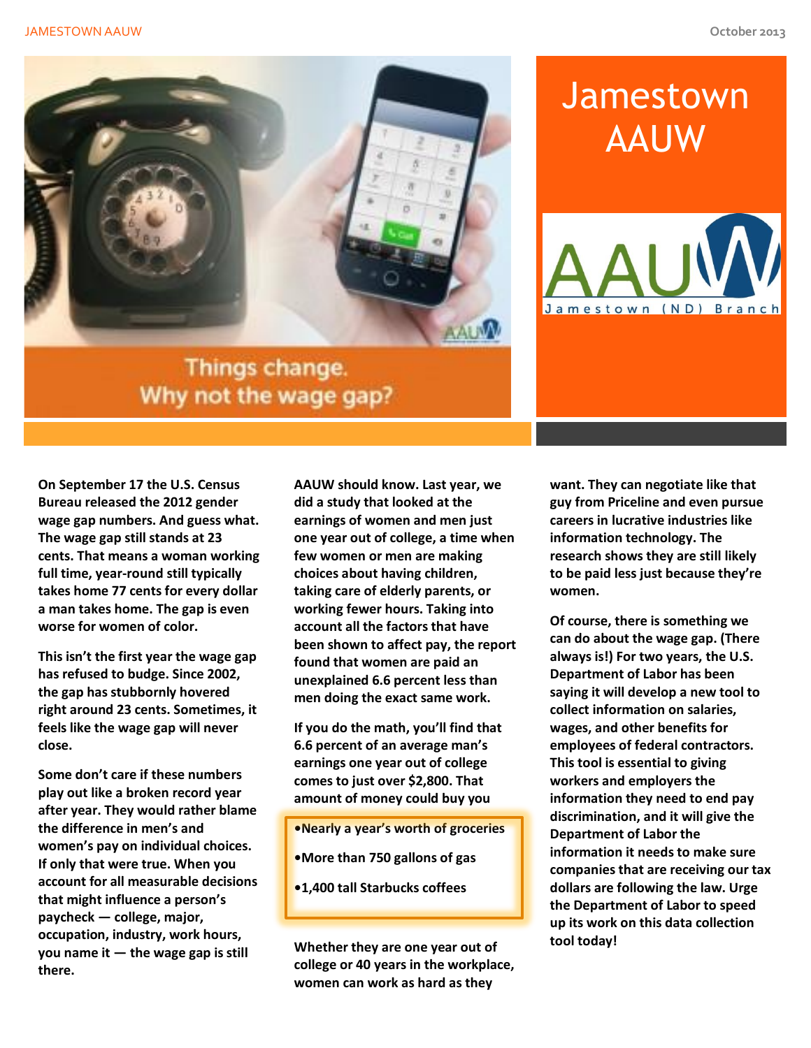# Jamestown AAUW

AAUW Jamestown (ND) Branch

Things change. Why not the wage gap?

On September 17 the U.S. Census Bureau released the 2012 gender wage gap numbers. And guess what. The wage gap still stands at 23 cents. That means a woman working full time, year-round still typically takes home 77 cents for every dollar a man takes home. The gap is even worse for women of color.

This isn't the first year the wage gap has refused to budge. Since 2002, the gap has stubbornly hovered right around 23 cents. Sometimes, it feels like the wage gap will never close.

Some don't care if these numbers play out like a broken record year after year. They would rather blame the difference in men's and women's pay on individual choices. If only that were true. When you account for all measurable decisions that might influence a person's paycheck — college, major, occupation, industry, work hours, you name it — the wage gap is still there.

AAUW should know. Last year, we did a study that looked at the earnings of women and men just one year out of college, a time when few women or men are making choices about having children, taking care of elderly parents, or working fewer hours. Taking into account all the factors that have been shown to affect pay, the report found that women are paid an unexplained 6.6 percent less than men doing the exact same work.

If you do the math, you'll find that 6.6 percent of an average man's earnings one year out of college comes to just over $2,800. That amount of money could buy you

- Nearly a year's worth of groceries
- More than 750 gallons of gas
- 1,400 tall Starbucks coffees

Whether they are one year out of college or 40 years in the workplace, women can work as hard as they want. They can negotiate like that guy from Priceline and even pursue careers in lucrative industries like information technology. The research shows they are still likely to be paid less just because they're women.

Of course, there is something we can do about the wage gap. (There always is!) For two years, the U.S. Department of Labor has been saying it will develop a new tool to collect information on salaries, wages, and other benefits for employees of federal contractors. This tool is essential to giving workers and employers the information they need to end pay discrimination, and it will give the Department of Labor the information it needs to make sure companies that are receiving our tax dollars are following the law. Urge the Department of Labor to speed up its work on this data collection tool today!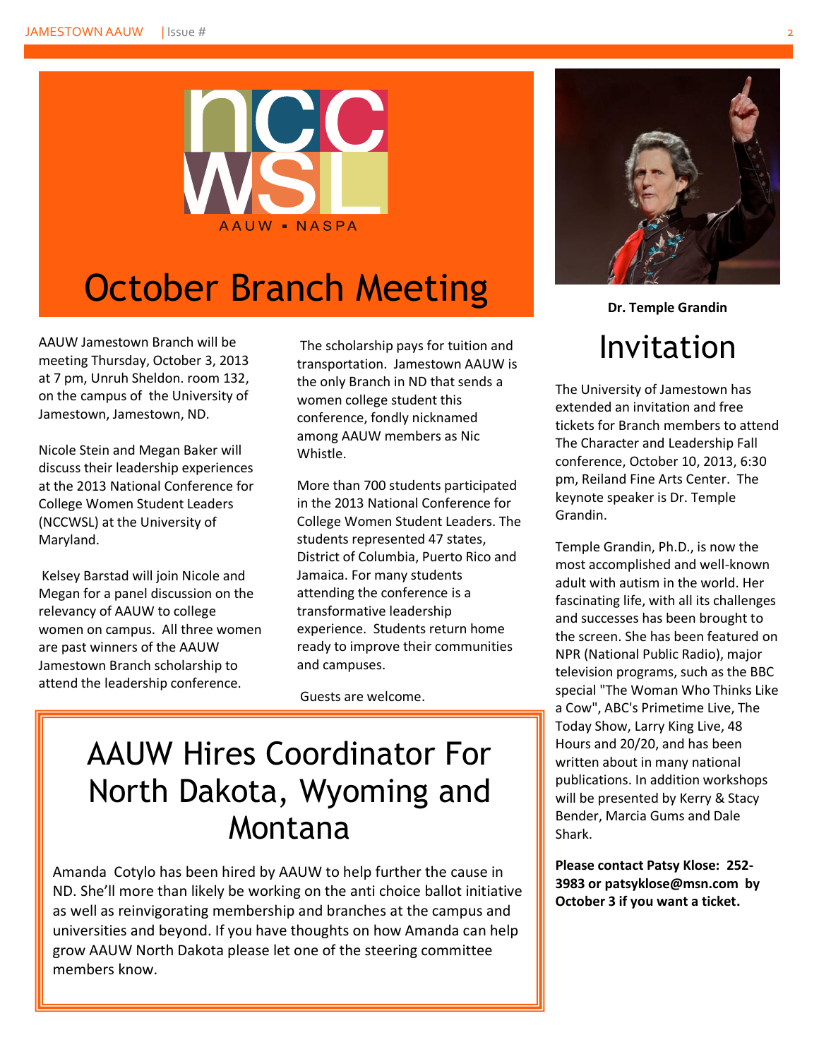NCCWSL

AAUW ▪ NASPA

# October Branch Meeting

AAUW Jamestown Branch will be meeting Thursday, October 3, 2013 at 7 pm, Unruh Sheldon. room 132, on the campus of the University of Jamestown, Jamestown, ND.

Nicole Stein and Megan Baker will discuss their leadership experiences at the 2013 National Conference for College Women Student Leaders (NCCWSL) at the University of Maryland.

Kelsey Barstad will join Nicole and Megan for a panel discussion on the relevancy of AAUW to college women on campus. All three women are past winners of the AAUW Jamestown Branch scholarship to attend the leadership conference.

The scholarship pays for tuition and transportation. Jamestown AAUW is the only Branch in ND that sends a women college student this conference, fondly nicknamed among AAUW members as Nic Whistle.

More than 700 students participated in the 2013 National Conference for College Women Student Leaders. The students represented 47 states, District of Columbia, Puerto Rico and Jamaica. For many students attending the conference is a transformative leadership experience. Students return home ready to improve their communities and campuses.

Guests are welcome.

# AAUW Hires Coordinator For North Dakota, Wyoming and Montana

Amanda Cotylo has been hired by AAUW to help further the cause in ND. She'll more than likely be working on the anti choice ballot initiative as well as reinvigorating membership and branches at the campus and universities and beyond. If you have thoughts on how Amanda can help grow AAUW North Dakota please let one of the steering committee members know.

**Dr. Temple Grandin**

# Invitation

The University of Jamestown has extended an invitation and free tickets for Branch members to attend The Character and Leadership Fall conference, October 10, 2013, 6:30 pm, Reiland Fine Arts Center. The keynote speaker is Dr. Temple Grandin.

Temple Grandin, Ph.D., is now the most accomplished and well-known adult with autism in the world. Her fascinating life, with all its challenges and successes has been brought to the screen. She has been featured on NPR (National Public Radio), major television programs, such as the BBC special "The Woman Who Thinks Like a Cow", ABC's Primetime Live, The Today Show, Larry King Live, 48 Hours and 20/20, and has been written about in many national publications. In addition workshops will be presented by Kerry & Stacy Bender, Marcia Gums and Dale Shark.

**Please contact Patsy Klose: 252-3983 or patsyklose@msn.com by October 3 if you want a ticket.**